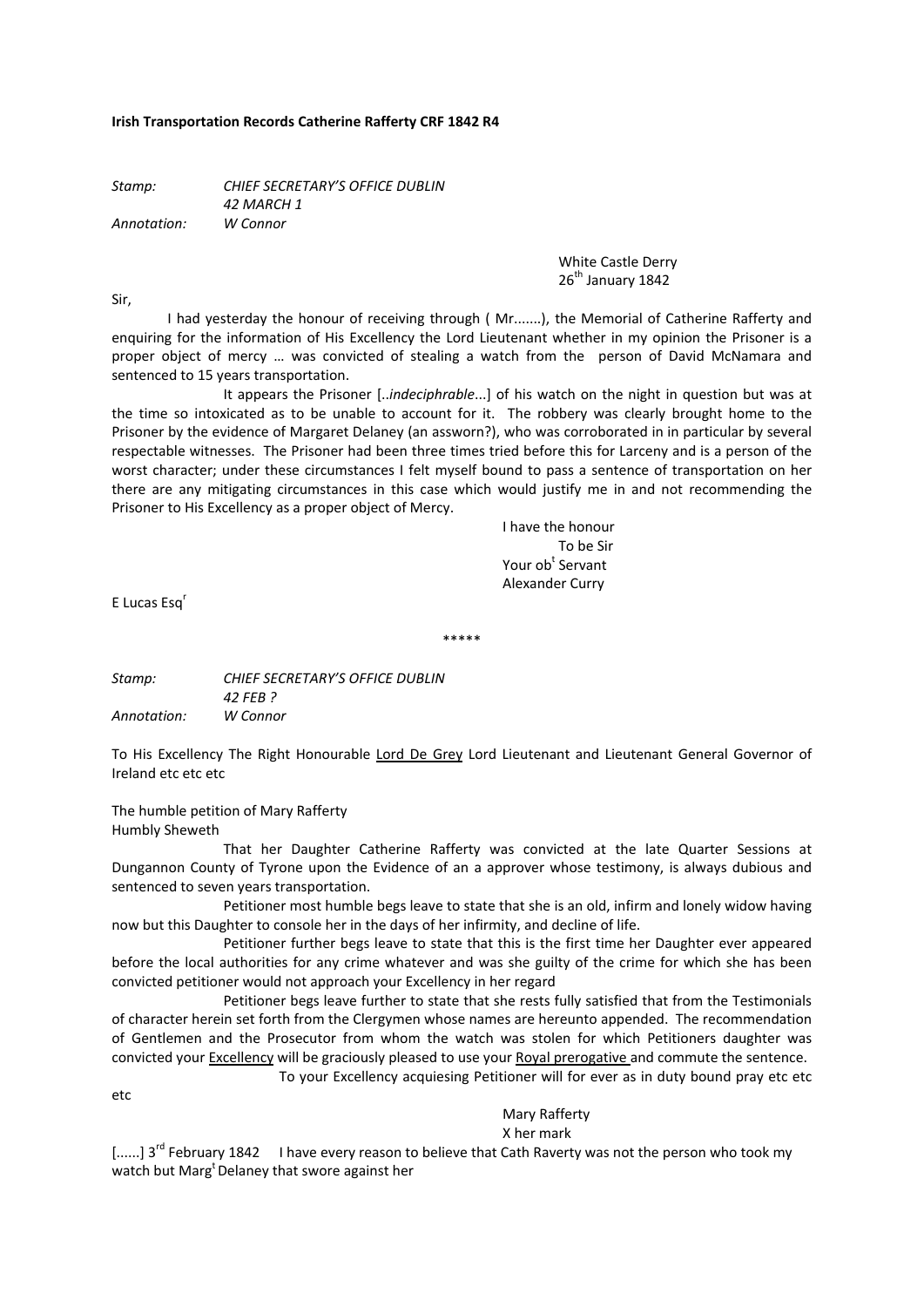**Irish Transportation Records Catherine Rafferty CRF 1842 R4**

*Stamp:* *CHIEF SECRETARY'S OFFICE DUBLIN*
*42 MARCH 1*
*Annotation:* *W Connor*

White Castle Derry
26th January 1842

Sir,

I had yesterday the honour of receiving through ( Mr.......), the Memorial of Catherine Rafferty and enquiring for the information of His Excellency the Lord Lieutenant whether in my opinion the Prisoner is a proper object of mercy … was convicted of stealing a watch from the person of David McNamara and sentenced to 15 years transportation.

It appears the Prisoner [..*indeciphrable*...] of his watch on the night in question but was at the time so intoxicated as to be unable to account for it. The robbery was clearly brought home to the Prisoner by the evidence of Margaret Delaney (an assworn?), who was corroborated in in particular by several respectable witnesses. The Prisoner had been three times tried before this for Larceny and is a person of the worst character; under these circumstances I felt myself bound to pass a sentence of transportation on her there are any mitigating circumstances in this case which would justify me in and not recommending the Prisoner to His Excellency as a proper object of Mercy.

I have the honour
To be Sir
Your obt Servant
Alexander Curry

E Lucas Esqr

\*\*\*\*\*

*Stamp:* *CHIEF SECRETARY'S OFFICE DUBLIN*
*42 FEB ?*
*Annotation:* *W Connor*

To His Excellency The Right Honourable <u>Lord De Grey</u> Lord Lieutenant and Lieutenant General Governor of Ireland etc etc etc

The humble petition of Mary Rafferty
Humbly Sheweth

That her Daughter Catherine Rafferty was convicted at the late Quarter Sessions at Dungannon County of Tyrone upon the Evidence of an a approver whose testimony, is always dubious and sentenced to seven years transportation.

Petitioner most humble begs leave to state that she is an old, infirm and lonely widow having now but this Daughter to console her in the days of her infirmity, and decline of life.

Petitioner further begs leave to state that this is the first time her Daughter ever appeared before the local authorities for any crime whatever and was she guilty of the crime for which she has been convicted petitioner would not approach your Excellency in her regard

Petitioner begs leave further to state that she rests fully satisfied that from the Testimonials of character herein set forth from the Clergymen whose names are hereunto appended. The recommendation of Gentlemen and the Prosecutor from whom the watch was stolen for which Petitioners daughter was convicted your <u>Excellency</u> will be graciously pleased to use your <u>Royal prerogative</u> and commute the sentence.

To your Excellency acquiesing Petitioner will for ever as in duty bound pray etc etc etc

Mary Rafferty
X her mark

[......] 3rd February 1842 I have every reason to believe that Cath Raverty was not the person who took my watch but Margt Delaney that swore against her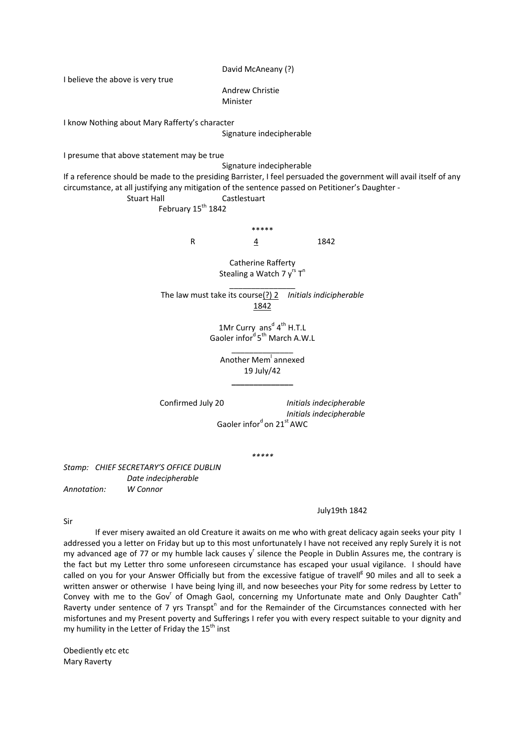David McAneany (?)

I believe the above is very true

Andrew Christie
Minister

I know Nothing about Mary Rafferty's character

Signature indecipherable

I presume that above statement may be true

Signature indecipherable

If a reference should be made to the presiding Barrister, I feel persuaded the government will avail itself of any circumstance, at all justifying any mitigation of the sentence passed on Petitioner's Daughter -

Stuart Hall Castlestuart
February 15th 1842

*****

R 4 1842

Catherine Rafferty
Stealing a Watch 7 yrs Tn

The law must take its course(?) 2 *Initials indicipherable*
1842

1Mr Curry ansd 4th H.T.L
Gaoler inford 5th March A.W.L

Another Meml annexed
19 July/42

Confirmed July 20 *Initials indecipherable*
*Initials indecipherable*
Gaoler infored on 21st AWC

*****

*Stamp: CHIEF SECRETARY'S OFFICE DUBLIN*
*Date indecipherable*
*Annotation: W Connor*

July19th 1842

Sir

If ever misery awaited an old Creature it awaits on me who with great delicacy again seeks your pity I addressed you a letter on Friday but up to this most unfortunately I have not received any reply Surely it is not my advanced age of 77 or my humble lack causes yr silence the People in Dublin Assures me, the contrary is the fact but my Letter thro some unforeseen circumstance has escaped your usual vigilance. I should have called on you for your Answer Officially but from the excessive fatigue of travellg 90 miles and all to seek a written answer or otherwise I have being lying ill, and now beseeches your Pity for some redress by Letter to Convey with me to the Govr of Omagh Gaol, concerning my Unfortunate mate and Only Daughter Cathe Raverty under sentence of 7 yrs Transptn and for the Remainder of the Circumstances connected with her misfortunes and my Present poverty and Sufferings I refer you with every respect suitable to your dignity and my humility in the Letter of Friday the 15th inst

Obediently etc etc
Mary Raverty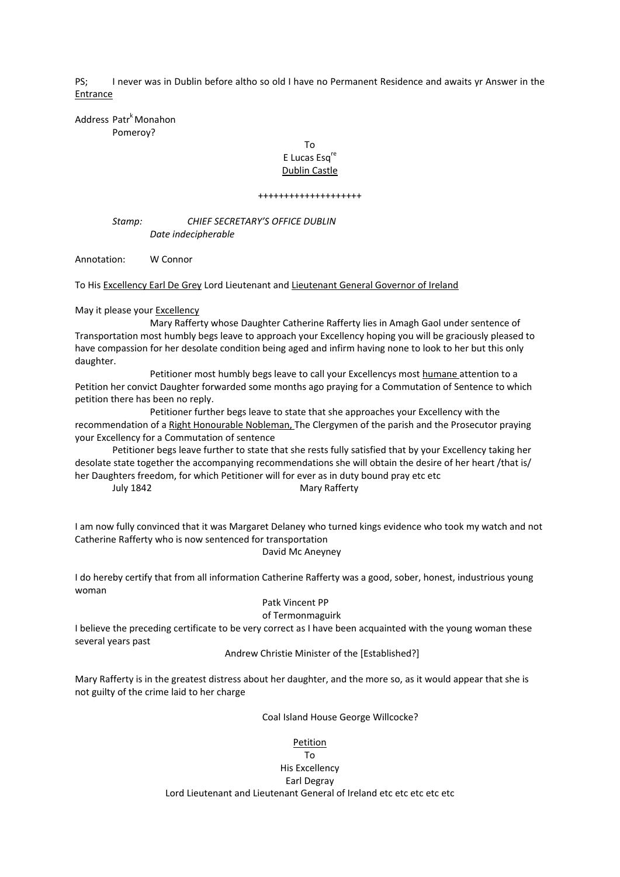PS; I never was in Dublin before altho so old I have no Permanent Residence and awaits yr Answer in the <u>Entrance</u>

Address Patr[k] Monahon
Pomeroy?

To
E Lucas Esq[re]
<u>Dublin Castle</u>

++++++++++++++++++++

*Stamp: CHIEF SECRETARY'S OFFICE DUBLIN*
*Date indecipherable*

Annotation: W Connor

To His <u>Excellency Earl De Grey</u> Lord Lieutenant and <u>Lieutenant General Governor of Ireland</u>

May it please your <u>Excellency</u>

Mary Rafferty whose Daughter Catherine Rafferty lies in Amagh Gaol under sentence of Transportation most humbly begs leave to approach your Excellency hoping you will be graciously pleased to have compassion for her desolate condition being aged and infirm having none to look to her but this only daughter.

Petitioner most humbly begs leave to call your Excellencys most <u>humane</u> attention to a Petition her convict Daughter forwarded some months ago praying for a Commutation of Sentence to which petition there has been no reply.

Petitioner further begs leave to state that she approaches your Excellency with the recommendation of a <u>Right Honourable Nobleman,</u> The Clergymen of the parish and the Prosecutor praying your Excellency for a Commutation of sentence

Petitioner begs leave further to state that she rests fully satisfied that by your Excellency taking her desolate state together the accompanying recommendations she will obtain the desire of her heart /that is/ her Daughters freedom, for which Petitioner will for ever as in duty bound pray etc etc

July 1842 Mary Rafferty

I am now fully convinced that it was Margaret Delaney who turned kings evidence who took my watch and not Catherine Rafferty who is now sentenced for transportation

David Mc Aneyney

I do hereby certify that from all information Catherine Rafferty was a good, sober, honest, industrious young woman

Patk Vincent PP
of Termonmaguirk

I believe the preceding certificate to be very correct as I have been acquainted with the young woman these several years past

Andrew Christie Minister of the [Established?]

Mary Rafferty is in the greatest distress about her daughter, and the more so, as it would appear that she is not guilty of the crime laid to her charge

Coal Island House George Willcocke?

<u>Petition</u>
To
His Excellency
Earl Degray
Lord Lieutenant and Lieutenant General of Ireland etc etc etc etc etc